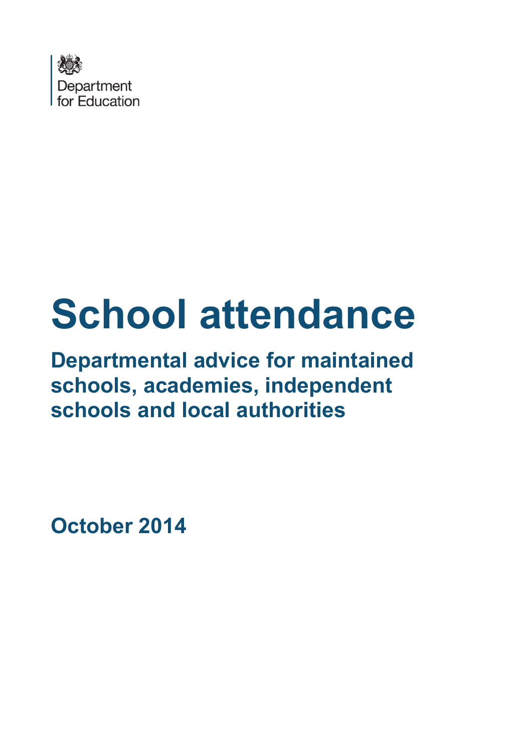Department for Education

# School attendance

## Departmental advice for maintained schools, academies, independent schools and local authorities

**October 2014**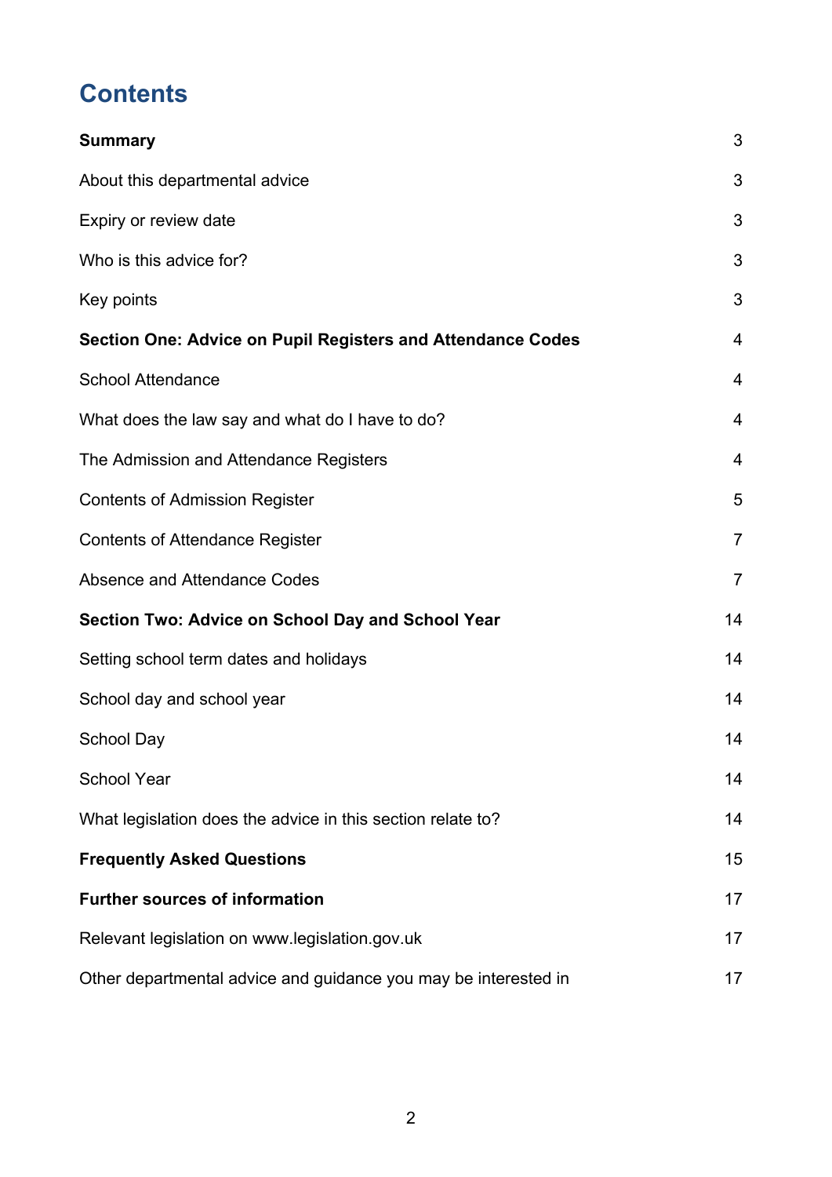# Contents

| | |
|---|---|
| **Summary** | 3 |
| About this departmental advice | 3 |
| Expiry or review date | 3 |
| Who is this advice for? | 3 |
| Key points | 3 |
| **Section One: Advice on Pupil Registers and Attendance Codes** | 4 |
| School Attendance | 4 |
| What does the law say and what do I have to do? | 4 |
| The Admission and Attendance Registers | 4 |
| Contents of Admission Register | 5 |
| Contents of Attendance Register | 7 |
| Absence and Attendance Codes | 7 |
| **Section Two: Advice on School Day and School Year** | 14 |
| Setting school term dates and holidays | 14 |
| School day and school year | 14 |
| School Day | 14 |
| School Year | 14 |
| What legislation does the advice in this section relate to? | 14 |
| **Frequently Asked Questions** | 15 |
| **Further sources of information** | 17 |
| Relevant legislation on www.legislation.gov.uk | 17 |
| Other departmental advice and guidance you may be interested in | 17 |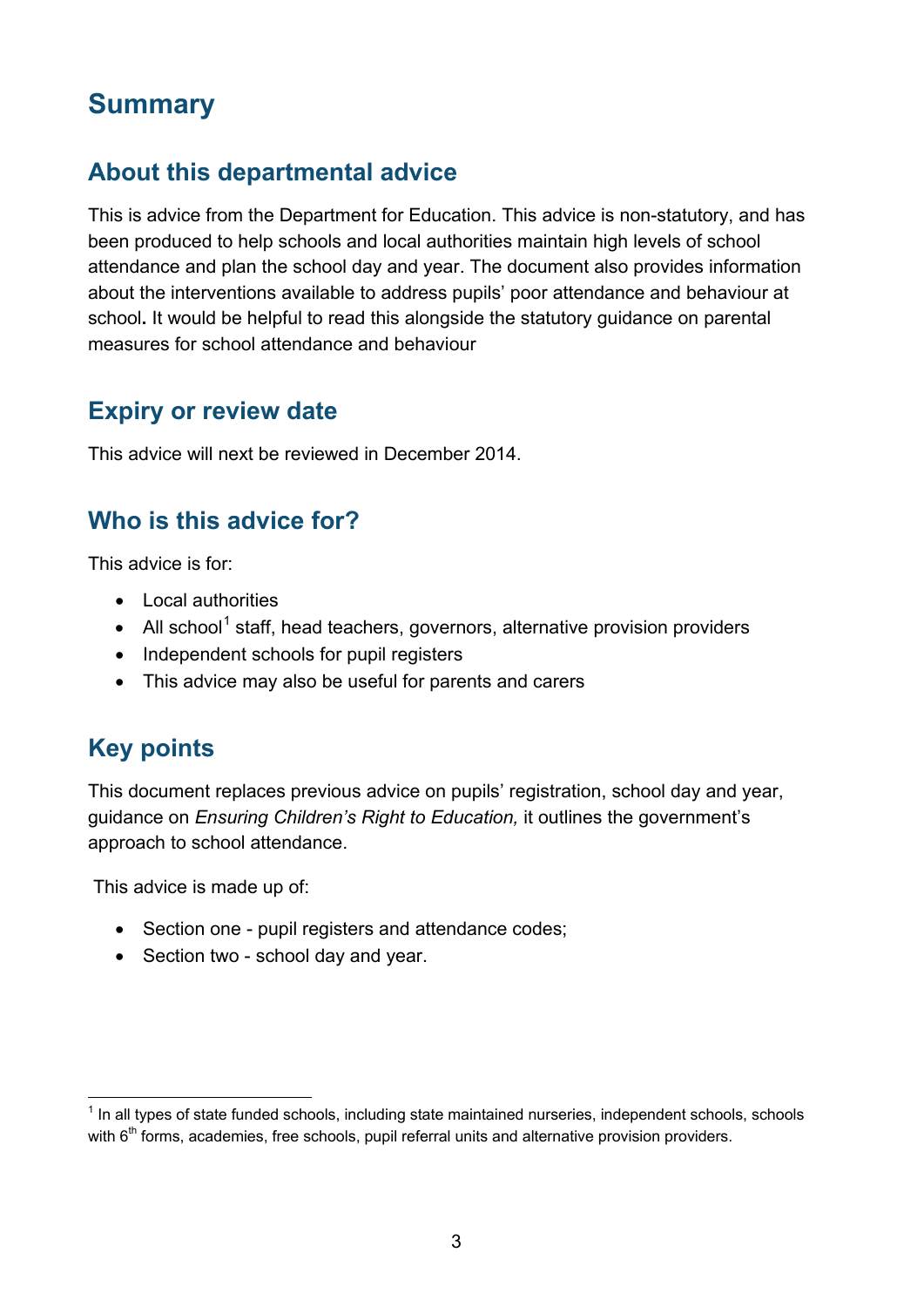# Summary

## About this departmental advice

This is advice from the Department for Education. This advice is non-statutory, and has been produced to help schools and local authorities maintain high levels of school attendance and plan the school day and year. The document also provides information about the interventions available to address pupils' poor attendance and behaviour at school**.** It would be helpful to read this alongside the statutory guidance on parental measures for school attendance and behaviour

## Expiry or review date

This advice will next be reviewed in December 2014.

## Who is this advice for?

This advice is for:

- Local authorities
- All school[1] staff, head teachers, governors, alternative provision providers
- Independent schools for pupil registers
- This advice may also be useful for parents and carers

## Key points

This document replaces previous advice on pupils' registration, school day and year, guidance on *Ensuring Children's Right to Education,* it outlines the government's approach to school attendance.

This advice is made up of:

- Section one - pupil registers and attendance codes;
- Section two - school day and year.

---

[1] In all types of state funded schools, including state maintained nurseries, independent schools, schools with 6th forms, academies, free schools, pupil referral units and alternative provision providers.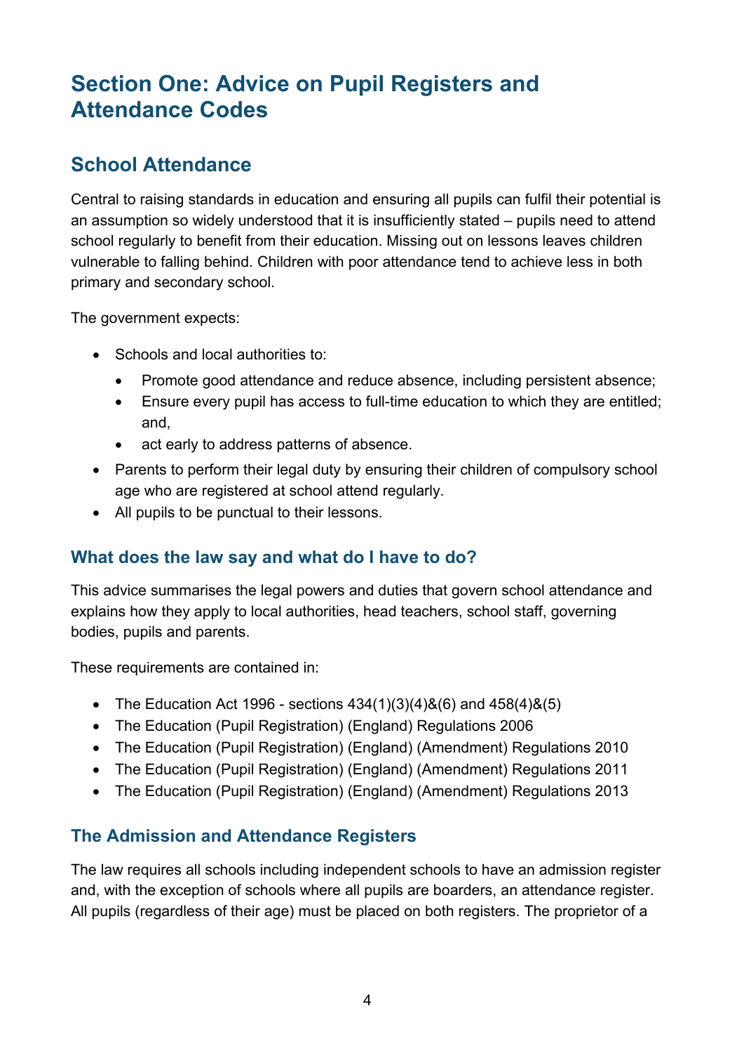# Section One: Advice on Pupil Registers and Attendance Codes

## School Attendance

Central to raising standards in education and ensuring all pupils can fulfil their potential is an assumption so widely understood that it is insufficiently stated – pupils need to attend school regularly to benefit from their education. Missing out on lessons leaves children vulnerable to falling behind. Children with poor attendance tend to achieve less in both primary and secondary school.

The government expects:

- Schools and local authorities to:
  - Promote good attendance and reduce absence, including persistent absence;
  - Ensure every pupil has access to full-time education to which they are entitled; and,
  - act early to address patterns of absence.
- Parents to perform their legal duty by ensuring their children of compulsory school age who are registered at school attend regularly.
- All pupils to be punctual to their lessons.

### What does the law say and what do I have to do?

This advice summarises the legal powers and duties that govern school attendance and explains how they apply to local authorities, head teachers, school staff, governing bodies, pupils and parents.

These requirements are contained in:

- The Education Act 1996 - sections 434(1)(3)(4)&(6) and 458(4)&(5)
- The Education (Pupil Registration) (England) Regulations 2006
- The Education (Pupil Registration) (England) (Amendment) Regulations 2010
- The Education (Pupil Registration) (England) (Amendment) Regulations 2011
- The Education (Pupil Registration) (England) (Amendment) Regulations 2013

### The Admission and Attendance Registers

The law requires all schools including independent schools to have an admission register and, with the exception of schools where all pupils are boarders, an attendance register. All pupils (regardless of their age) must be placed on both registers. The proprietor of a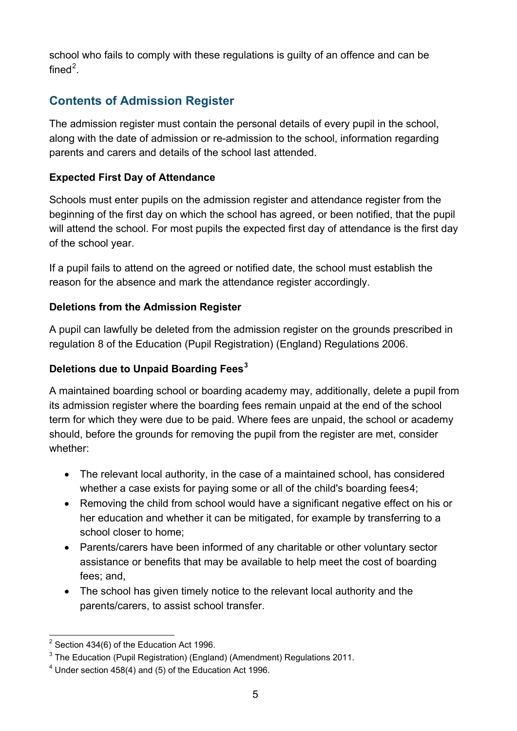school who fails to comply with these regulations is guilty of an offence and can be fined[2].

## Contents of Admission Register

The admission register must contain the personal details of every pupil in the school, along with the date of admission or re-admission to the school, information regarding parents and carers and details of the school last attended.

### Expected First Day of Attendance

Schools must enter pupils on the admission register and attendance register from the beginning of the first day on which the school has agreed, or been notified, that the pupil will attend the school. For most pupils the expected first day of attendance is the first day of the school year.

If a pupil fails to attend on the agreed or notified date, the school must establish the reason for the absence and mark the attendance register accordingly.

### Deletions from the Admission Register

A pupil can lawfully be deleted from the admission register on the grounds prescribed in regulation 8 of the Education (Pupil Registration) (England) Regulations 2006.

### Deletions due to Unpaid Boarding Fees[3]

A maintained boarding school or boarding academy may, additionally, delete a pupil from its admission register where the boarding fees remain unpaid at the end of the school term for which they were due to be paid. Where fees are unpaid, the school or academy should, before the grounds for removing the pupil from the register are met, consider whether:

- The relevant local authority, in the case of a maintained school, has considered whether a case exists for paying some or all of the child's boarding fees4;
- Removing the child from school would have a significant negative effect on his or her education and whether it can be mitigated, for example by transferring to a school closer to home;
- Parents/carers have been informed of any charitable or other voluntary sector assistance or benefits that may be available to help meet the cost of boarding fees; and,
- The school has given timely notice to the relevant local authority and the parents/carers, to assist school transfer.

---

[2] Section 434(6) of the Education Act 1996.

[3] The Education (Pupil Registration) (England) (Amendment) Regulations 2011.

[4] Under section 458(4) and (5) of the Education Act 1996.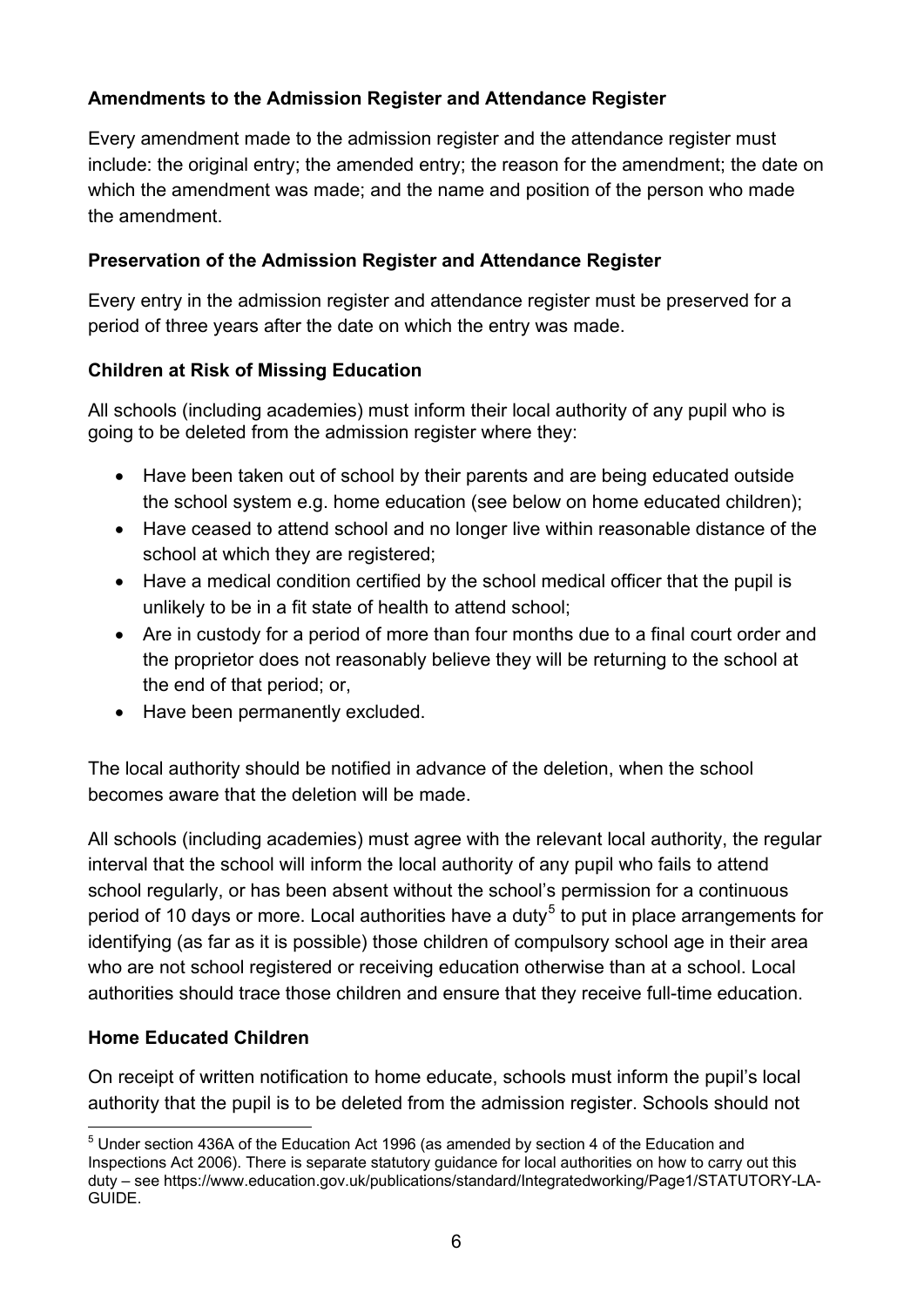### Amendments to the Admission Register and Attendance Register

Every amendment made to the admission register and the attendance register must include: the original entry; the amended entry; the reason for the amendment; the date on which the amendment was made; and the name and position of the person who made the amendment.

### Preservation of the Admission Register and Attendance Register

Every entry in the admission register and attendance register must be preserved for a period of three years after the date on which the entry was made.

### Children at Risk of Missing Education

All schools (including academies) must inform their local authority of any pupil who is going to be deleted from the admission register where they:

- Have been taken out of school by their parents and are being educated outside the school system e.g. home education (see below on home educated children);
- Have ceased to attend school and no longer live within reasonable distance of the school at which they are registered;
- Have a medical condition certified by the school medical officer that the pupil is unlikely to be in a fit state of health to attend school;
- Are in custody for a period of more than four months due to a final court order and the proprietor does not reasonably believe they will be returning to the school at the end of that period; or,
- Have been permanently excluded.

The local authority should be notified in advance of the deletion, when the school becomes aware that the deletion will be made.

All schools (including academies) must agree with the relevant local authority, the regular interval that the school will inform the local authority of any pupil who fails to attend school regularly, or has been absent without the school's permission for a continuous period of 10 days or more. Local authorities have a duty[5] to put in place arrangements for identifying (as far as it is possible) those children of compulsory school age in their area who are not school registered or receiving education otherwise than at a school. Local authorities should trace those children and ensure that they receive full-time education.

### Home Educated Children

On receipt of written notification to home educate, schools must inform the pupil's local authority that the pupil is to be deleted from the admission register. Schools should not

[5] Under section 436A of the Education Act 1996 (as amended by section 4 of the Education and Inspections Act 2006). There is separate statutory guidance for local authorities on how to carry out this duty – see https://www.education.gov.uk/publications/standard/Integratedworking/Page1/STATUTORY-LA-GUIDE.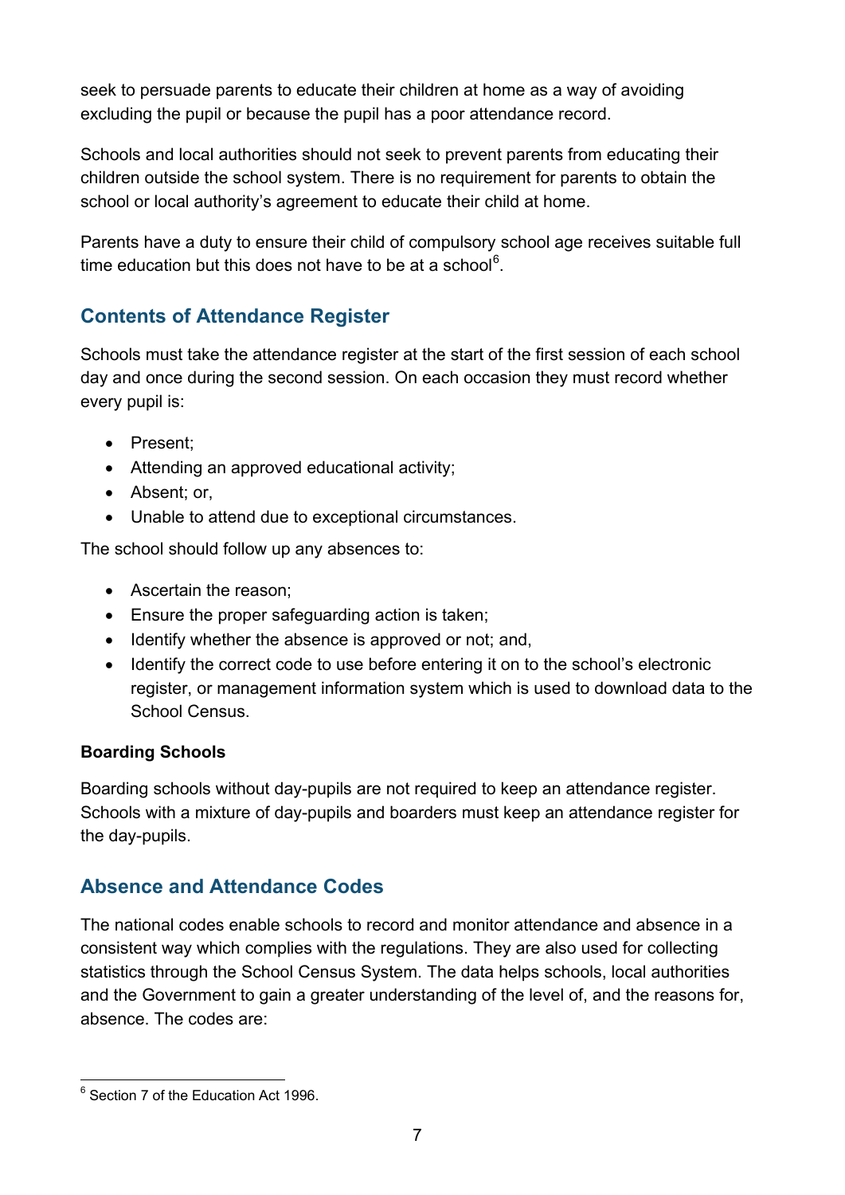seek to persuade parents to educate their children at home as a way of avoiding excluding the pupil or because the pupil has a poor attendance record.

Schools and local authorities should not seek to prevent parents from educating their children outside the school system. There is no requirement for parents to obtain the school or local authority's agreement to educate their child at home.

Parents have a duty to ensure their child of compulsory school age receives suitable full time education but this does not have to be at a school[6].

## Contents of Attendance Register

Schools must take the attendance register at the start of the first session of each school day and once during the second session. On each occasion they must record whether every pupil is:

- Present;
- Attending an approved educational activity;
- Absent; or,
- Unable to attend due to exceptional circumstances.

The school should follow up any absences to:

- Ascertain the reason;
- Ensure the proper safeguarding action is taken;
- Identify whether the absence is approved or not; and,
- Identify the correct code to use before entering it on to the school's electronic register, or management information system which is used to download data to the School Census.

**Boarding Schools**

Boarding schools without day-pupils are not required to keep an attendance register. Schools with a mixture of day-pupils and boarders must keep an attendance register for the day-pupils.

## Absence and Attendance Codes

The national codes enable schools to record and monitor attendance and absence in a consistent way which complies with the regulations. They are also used for collecting statistics through the School Census System. The data helps schools, local authorities and the Government to gain a greater understanding of the level of, and the reasons for, absence. The codes are:

[6] Section 7 of the Education Act 1996.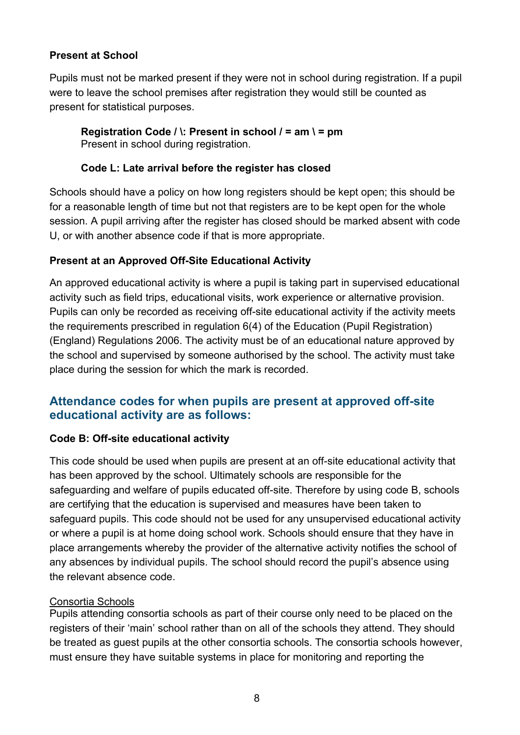**Present at School**

Pupils must not be marked present if they were not in school during registration. If a pupil were to leave the school premises after registration they would still be counted as present for statistical purposes.

> **Registration Code / \: Present in school / = am \ = pm**
> Present in school during registration.
>
> **Code L: Late arrival before the register has closed**

Schools should have a policy on how long registers should be kept open; this should be for a reasonable length of time but not that registers are to be kept open for the whole session. A pupil arriving after the register has closed should be marked absent with code U, or with another absence code if that is more appropriate.

**Present at an Approved Off-Site Educational Activity**

An approved educational activity is where a pupil is taking part in supervised educational activity such as field trips, educational visits, work experience or alternative provision. Pupils can only be recorded as receiving off-site educational activity if the activity meets the requirements prescribed in regulation 6(4) of the Education (Pupil Registration) (England) Regulations 2006. The activity must be of an educational nature approved by the school and supervised by someone authorised by the school. The activity must take place during the session for which the mark is recorded.

## Attendance codes for when pupils are present at approved off-site educational activity are as follows:

**Code B: Off-site educational activity**

This code should be used when pupils are present at an off-site educational activity that has been approved by the school. Ultimately schools are responsible for the safeguarding and welfare of pupils educated off-site. Therefore by using code B, schools are certifying that the education is supervised and measures have been taken to safeguard pupils. This code should not be used for any unsupervised educational activity or where a pupil is at home doing school work. Schools should ensure that they have in place arrangements whereby the provider of the alternative activity notifies the school of any absences by individual pupils. The school should record the pupil's absence using the relevant absence code.

<u>Consortia Schools</u>
Pupils attending consortia schools as part of their course only need to be placed on the registers of their 'main' school rather than on all of the schools they attend. They should be treated as guest pupils at the other consortia schools. The consortia schools however, must ensure they have suitable systems in place for monitoring and reporting the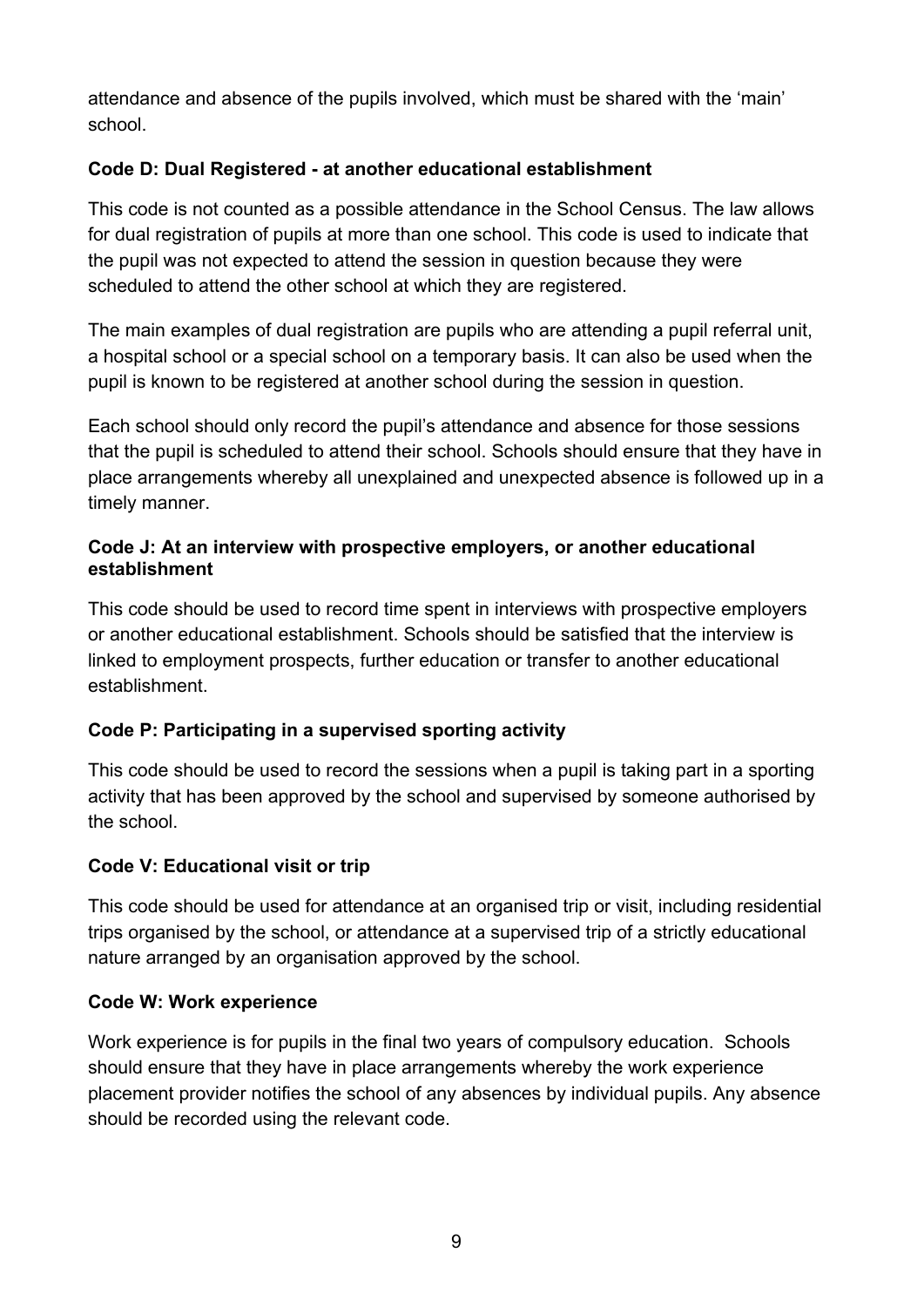attendance and absence of the pupils involved, which must be shared with the 'main' school.

### Code D: Dual Registered - at another educational establishment

This code is not counted as a possible attendance in the School Census. The law allows for dual registration of pupils at more than one school. This code is used to indicate that the pupil was not expected to attend the session in question because they were scheduled to attend the other school at which they are registered.

The main examples of dual registration are pupils who are attending a pupil referral unit, a hospital school or a special school on a temporary basis. It can also be used when the pupil is known to be registered at another school during the session in question.

Each school should only record the pupil's attendance and absence for those sessions that the pupil is scheduled to attend their school. Schools should ensure that they have in place arrangements whereby all unexplained and unexpected absence is followed up in a timely manner.

### Code J: At an interview with prospective employers, or another educational establishment

This code should be used to record time spent in interviews with prospective employers or another educational establishment. Schools should be satisfied that the interview is linked to employment prospects, further education or transfer to another educational establishment.

### Code P: Participating in a supervised sporting activity

This code should be used to record the sessions when a pupil is taking part in a sporting activity that has been approved by the school and supervised by someone authorised by the school.

### Code V: Educational visit or trip

This code should be used for attendance at an organised trip or visit, including residential trips organised by the school, or attendance at a supervised trip of a strictly educational nature arranged by an organisation approved by the school.

### Code W: Work experience

Work experience is for pupils in the final two years of compulsory education. Schools should ensure that they have in place arrangements whereby the work experience placement provider notifies the school of any absences by individual pupils. Any absence should be recorded using the relevant code.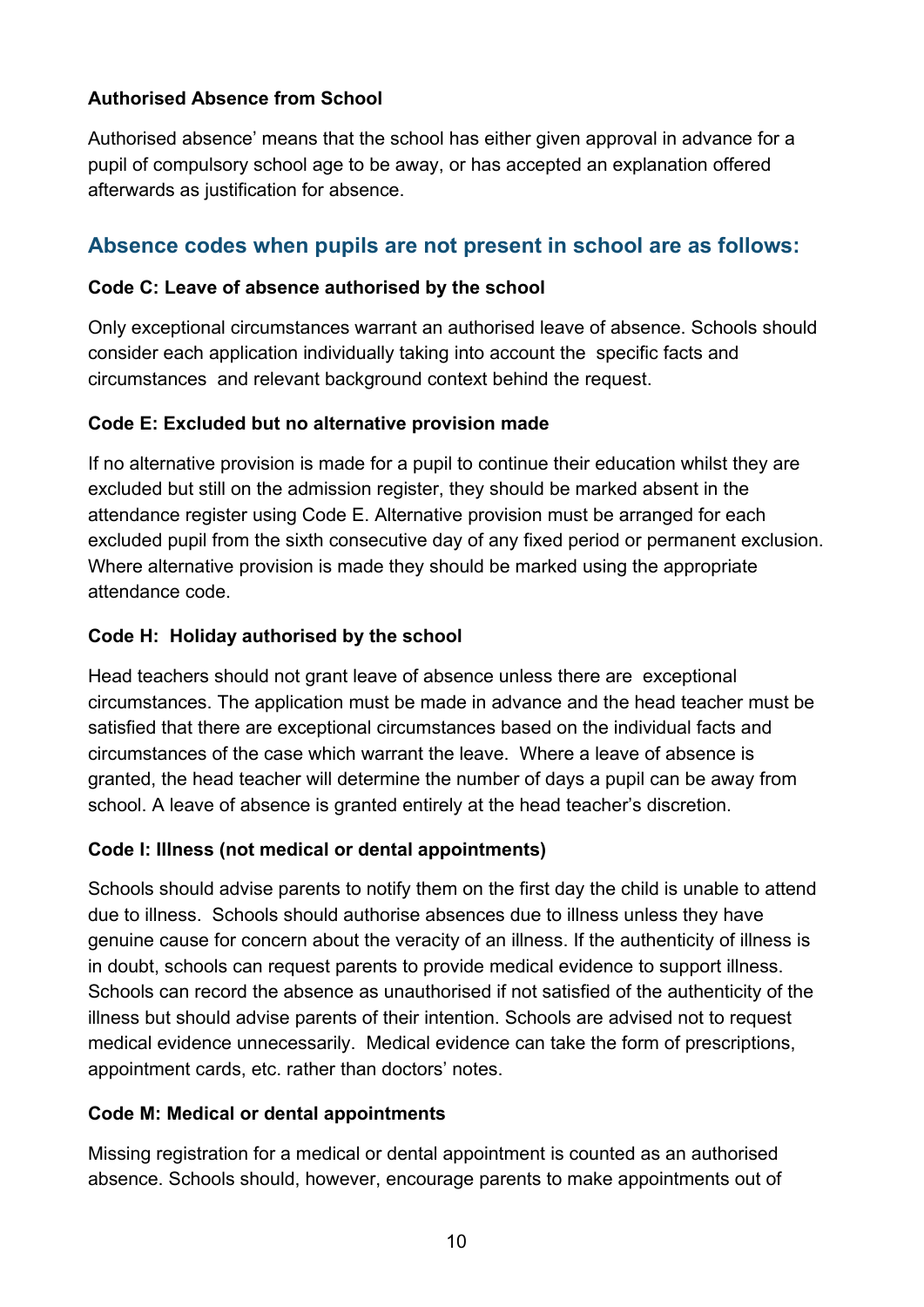**Authorised Absence from School**

Authorised absence' means that the school has either given approval in advance for a pupil of compulsory school age to be away, or has accepted an explanation offered afterwards as justification for absence.

## Absence codes when pupils are not present in school are as follows:

**Code C: Leave of absence authorised by the school**

Only exceptional circumstances warrant an authorised leave of absence. Schools should consider each application individually taking into account the specific facts and circumstances and relevant background context behind the request.

**Code E: Excluded but no alternative provision made**

If no alternative provision is made for a pupil to continue their education whilst they are excluded but still on the admission register, they should be marked absent in the attendance register using Code E. Alternative provision must be arranged for each excluded pupil from the sixth consecutive day of any fixed period or permanent exclusion. Where alternative provision is made they should be marked using the appropriate attendance code.

**Code H: Holiday authorised by the school**

Head teachers should not grant leave of absence unless there are exceptional circumstances. The application must be made in advance and the head teacher must be satisfied that there are exceptional circumstances based on the individual facts and circumstances of the case which warrant the leave. Where a leave of absence is granted, the head teacher will determine the number of days a pupil can be away from school. A leave of absence is granted entirely at the head teacher's discretion.

**Code I: Illness (not medical or dental appointments)**

Schools should advise parents to notify them on the first day the child is unable to attend due to illness. Schools should authorise absences due to illness unless they have genuine cause for concern about the veracity of an illness. If the authenticity of illness is in doubt, schools can request parents to provide medical evidence to support illness. Schools can record the absence as unauthorised if not satisfied of the authenticity of the illness but should advise parents of their intention. Schools are advised not to request medical evidence unnecessarily. Medical evidence can take the form of prescriptions, appointment cards, etc. rather than doctors' notes.

**Code M: Medical or dental appointments**

Missing registration for a medical or dental appointment is counted as an authorised absence. Schools should, however, encourage parents to make appointments out of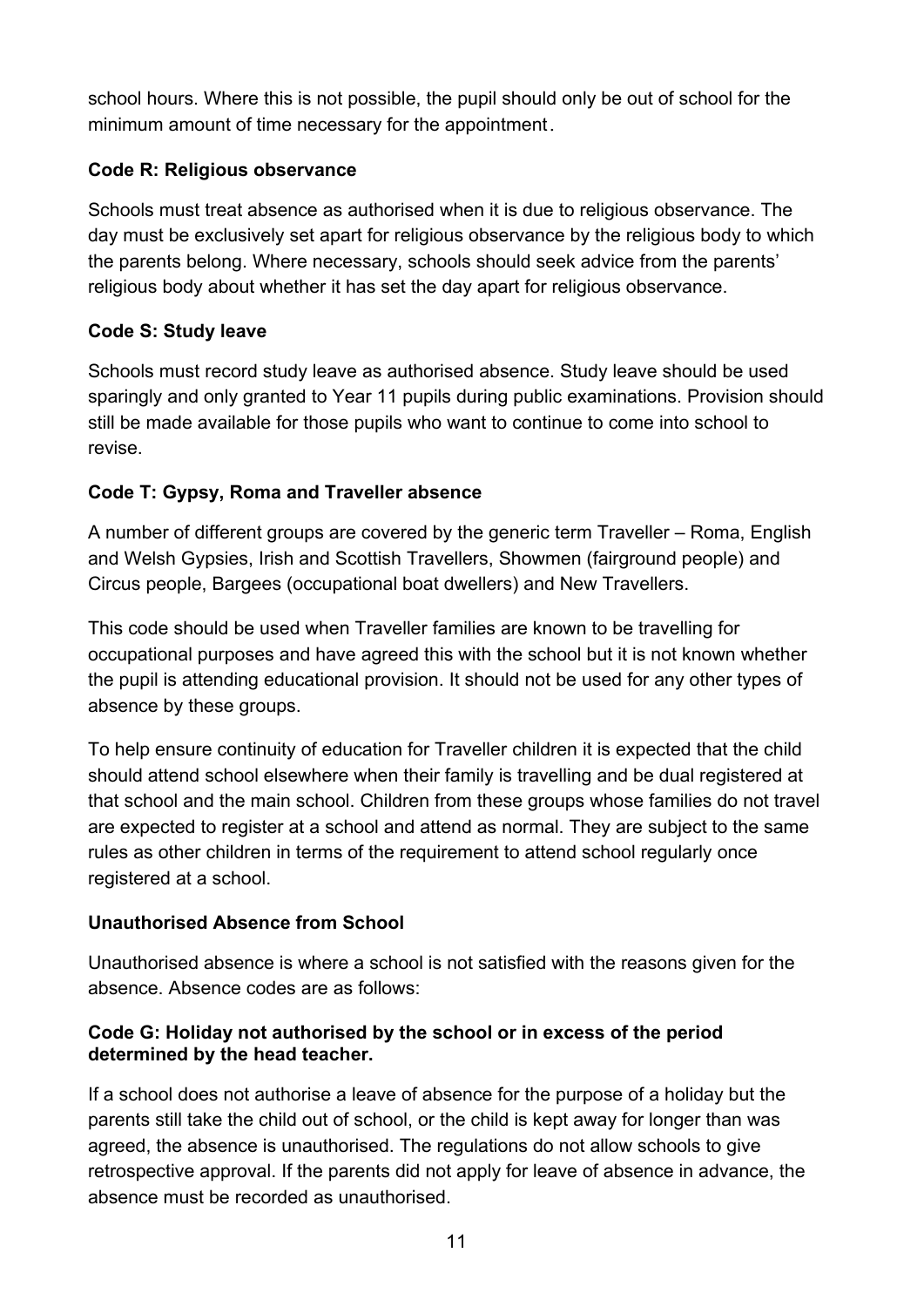school hours. Where this is not possible, the pupil should only be out of school for the minimum amount of time necessary for the appointment.

**Code R: Religious observance**

Schools must treat absence as authorised when it is due to religious observance. The day must be exclusively set apart for religious observance by the religious body to which the parents belong. Where necessary, schools should seek advice from the parents' religious body about whether it has set the day apart for religious observance.

**Code S: Study leave**

Schools must record study leave as authorised absence. Study leave should be used sparingly and only granted to Year 11 pupils during public examinations. Provision should still be made available for those pupils who want to continue to come into school to revise.

**Code T: Gypsy, Roma and Traveller absence**

A number of different groups are covered by the generic term Traveller – Roma, English and Welsh Gypsies, Irish and Scottish Travellers, Showmen (fairground people) and Circus people, Bargees (occupational boat dwellers) and New Travellers.

This code should be used when Traveller families are known to be travelling for occupational purposes and have agreed this with the school but it is not known whether the pupil is attending educational provision. It should not be used for any other types of absence by these groups.

To help ensure continuity of education for Traveller children it is expected that the child should attend school elsewhere when their family is travelling and be dual registered at that school and the main school. Children from these groups whose families do not travel are expected to register at a school and attend as normal. They are subject to the same rules as other children in terms of the requirement to attend school regularly once registered at a school.

**Unauthorised Absence from School**

Unauthorised absence is where a school is not satisfied with the reasons given for the absence. Absence codes are as follows:

**Code G: Holiday not authorised by the school or in excess of the period determined by the head teacher.**

If a school does not authorise a leave of absence for the purpose of a holiday but the parents still take the child out of school, or the child is kept away for longer than was agreed, the absence is unauthorised. The regulations do not allow schools to give retrospective approval. If the parents did not apply for leave of absence in advance, the absence must be recorded as unauthorised.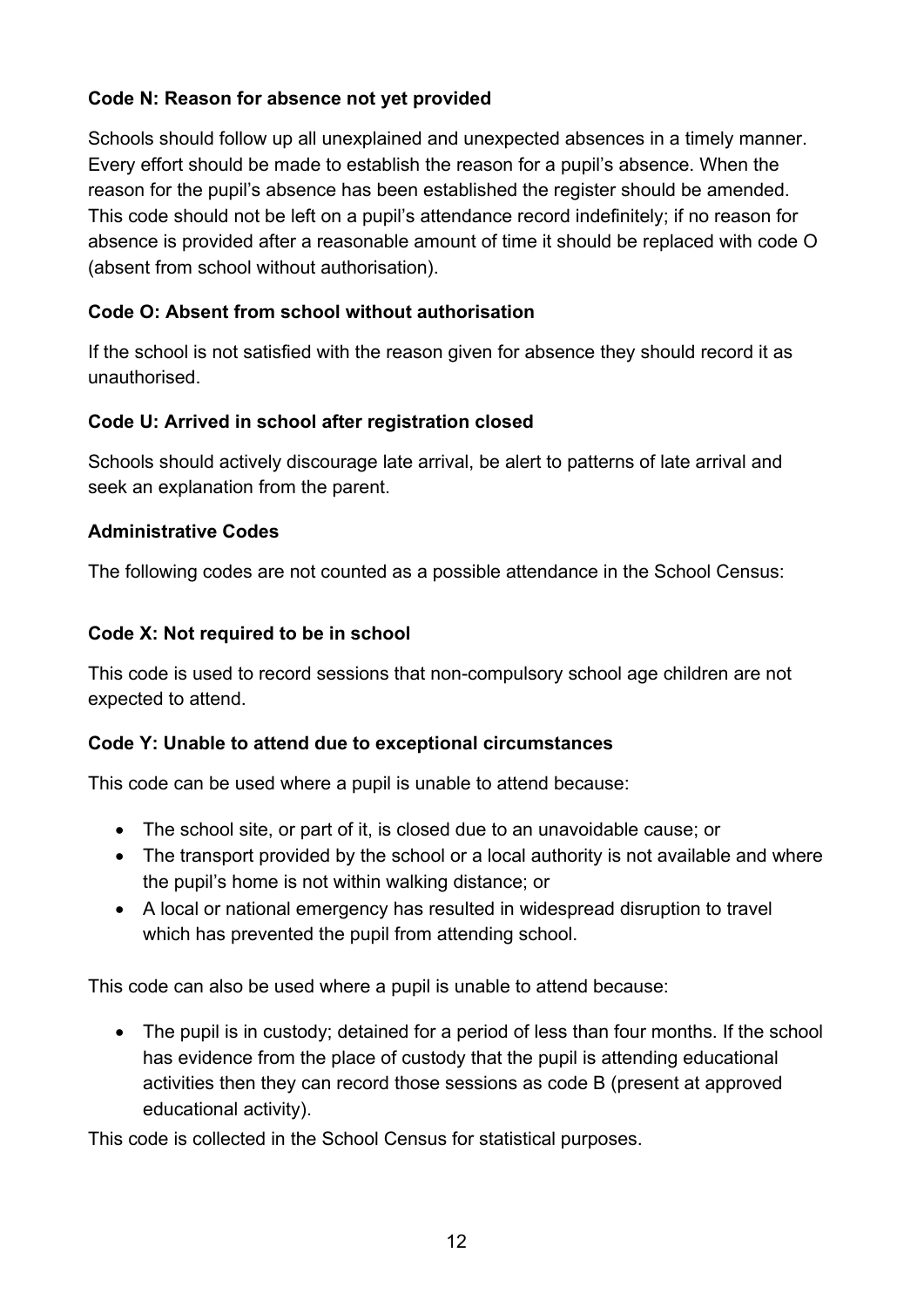**Code N: Reason for absence not yet provided**

Schools should follow up all unexplained and unexpected absences in a timely manner. Every effort should be made to establish the reason for a pupil's absence. When the reason for the pupil's absence has been established the register should be amended. This code should not be left on a pupil's attendance record indefinitely; if no reason for absence is provided after a reasonable amount of time it should be replaced with code O (absent from school without authorisation).

**Code O: Absent from school without authorisation**

If the school is not satisfied with the reason given for absence they should record it as unauthorised.

**Code U: Arrived in school after registration closed**

Schools should actively discourage late arrival, be alert to patterns of late arrival and seek an explanation from the parent.

**Administrative Codes**

The following codes are not counted as a possible attendance in the School Census:

**Code X: Not required to be in school**

This code is used to record sessions that non-compulsory school age children are not expected to attend.

**Code Y: Unable to attend due to exceptional circumstances**

This code can be used where a pupil is unable to attend because:

- The school site, or part of it, is closed due to an unavoidable cause; or
- The transport provided by the school or a local authority is not available and where the pupil's home is not within walking distance; or
- A local or national emergency has resulted in widespread disruption to travel which has prevented the pupil from attending school.

This code can also be used where a pupil is unable to attend because:

- The pupil is in custody; detained for a period of less than four months. If the school has evidence from the place of custody that the pupil is attending educational activities then they can record those sessions as code B (present at approved educational activity).

This code is collected in the School Census for statistical purposes.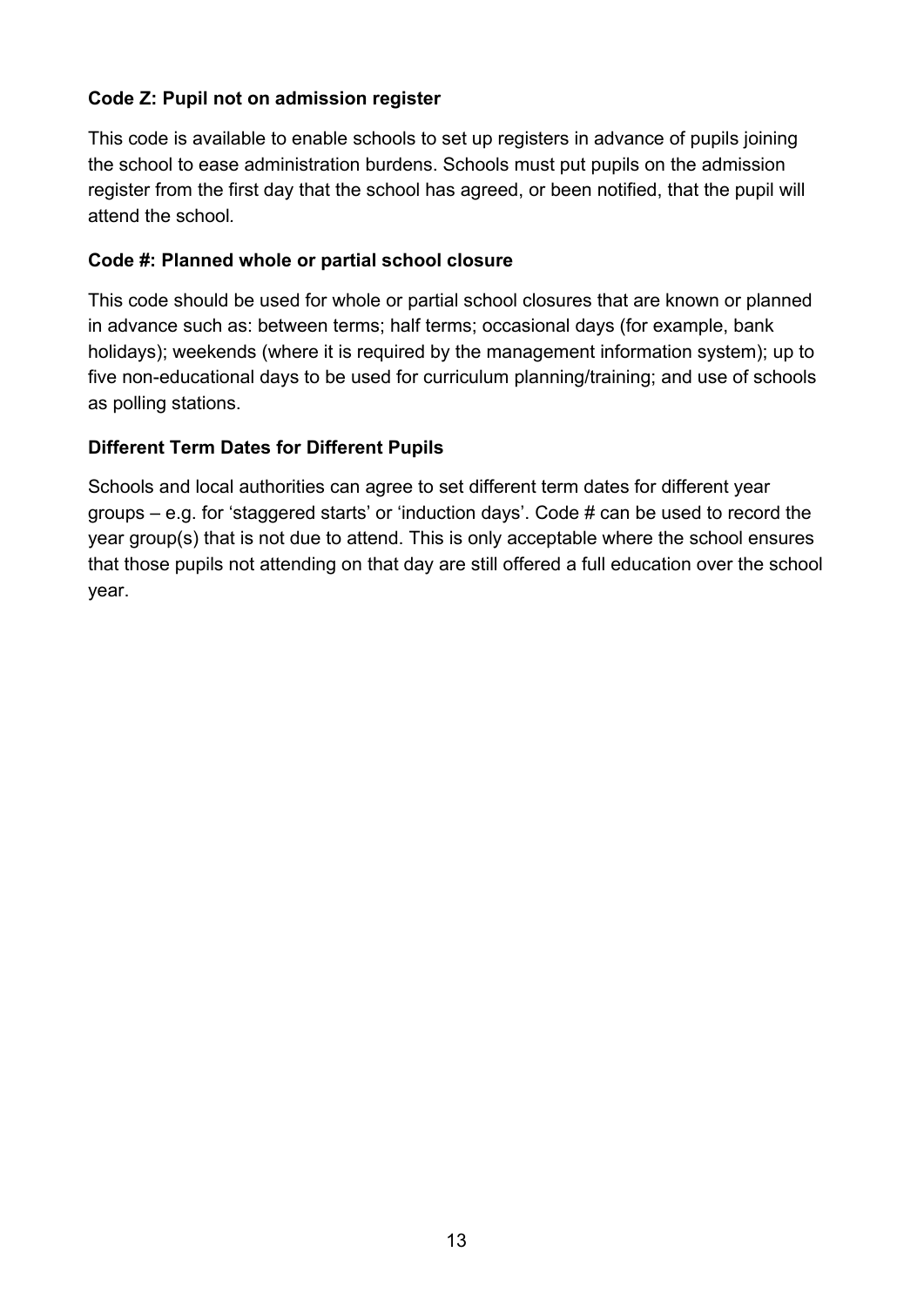**Code Z: Pupil not on admission register**

This code is available to enable schools to set up registers in advance of pupils joining the school to ease administration burdens. Schools must put pupils on the admission register from the first day that the school has agreed, or been notified, that the pupil will attend the school.

**Code #: Planned whole or partial school closure**

This code should be used for whole or partial school closures that are known or planned in advance such as: between terms; half terms; occasional days (for example, bank holidays); weekends (where it is required by the management information system); up to five non-educational days to be used for curriculum planning/training; and use of schools as polling stations.

**Different Term Dates for Different Pupils**

Schools and local authorities can agree to set different term dates for different year groups – e.g. for 'staggered starts' or 'induction days'. Code # can be used to record the year group(s) that is not due to attend. This is only acceptable where the school ensures that those pupils not attending on that day are still offered a full education over the school year.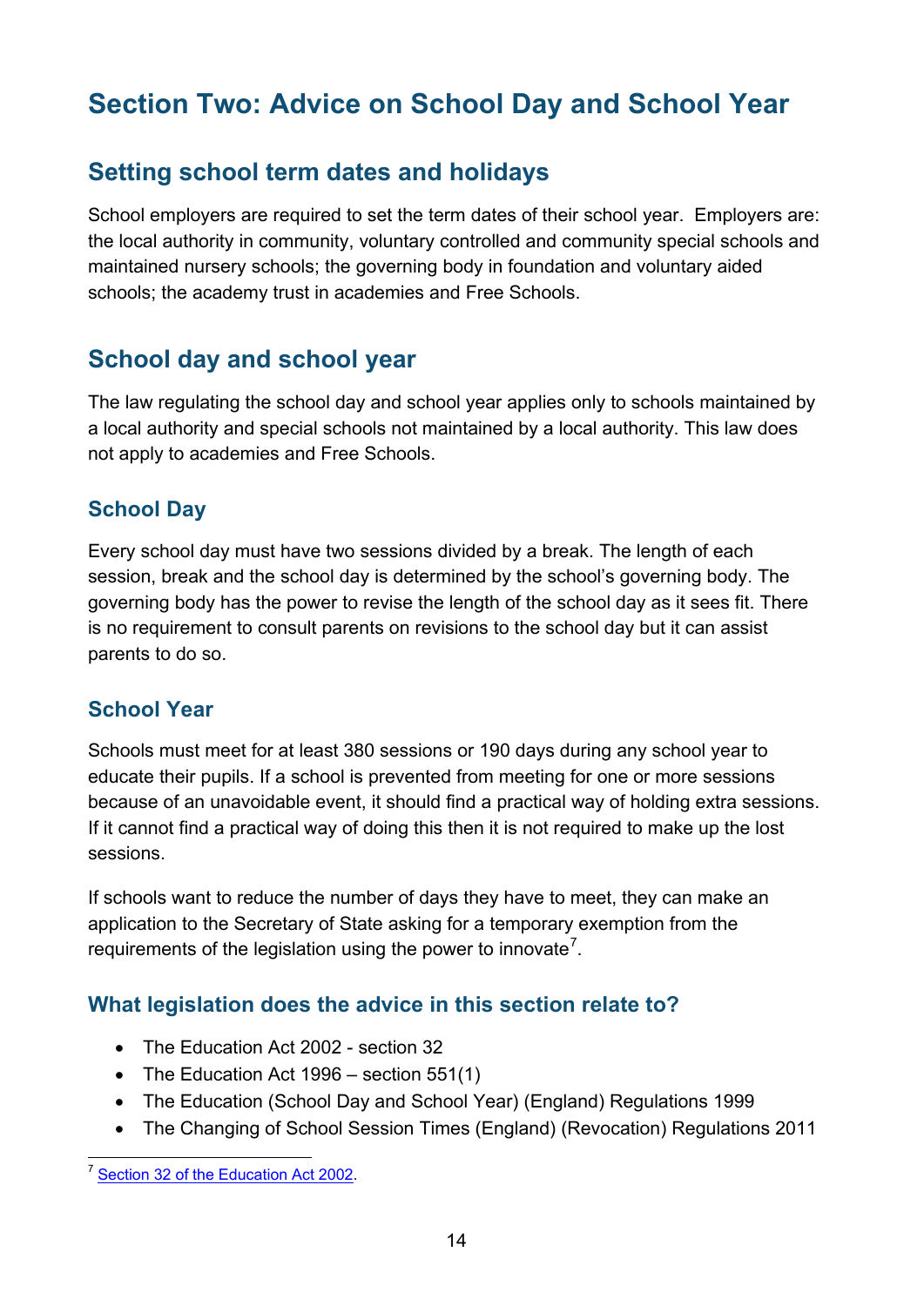# Section Two: Advice on School Day and School Year

## Setting school term dates and holidays

School employers are required to set the term dates of their school year. Employers are: the local authority in community, voluntary controlled and community special schools and maintained nursery schools; the governing body in foundation and voluntary aided schools; the academy trust in academies and Free Schools.

## School day and school year

The law regulating the school day and school year applies only to schools maintained by a local authority and special schools not maintained by a local authority. This law does not apply to academies and Free Schools.

### School Day

Every school day must have two sessions divided by a break. The length of each session, break and the school day is determined by the school's governing body. The governing body has the power to revise the length of the school day as it sees fit. There is no requirement to consult parents on revisions to the school day but it can assist parents to do so.

### School Year

Schools must meet for at least 380 sessions or 190 days during any school year to educate their pupils. If a school is prevented from meeting for one or more sessions because of an unavoidable event, it should find a practical way of holding extra sessions. If it cannot find a practical way of doing this then it is not required to make up the lost sessions.

If schools want to reduce the number of days they have to meet, they can make an application to the Secretary of State asking for a temporary exemption from the requirements of the legislation using the power to innovate[7].

### What legislation does the advice in this section relate to?

- The Education Act 2002 - section 32
- The Education Act 1996 – section 551(1)
- The Education (School Day and School Year) (England) Regulations 1999
- The Changing of School Session Times (England) (Revocation) Regulations 2011

---

[7] Section 32 of the Education Act 2002.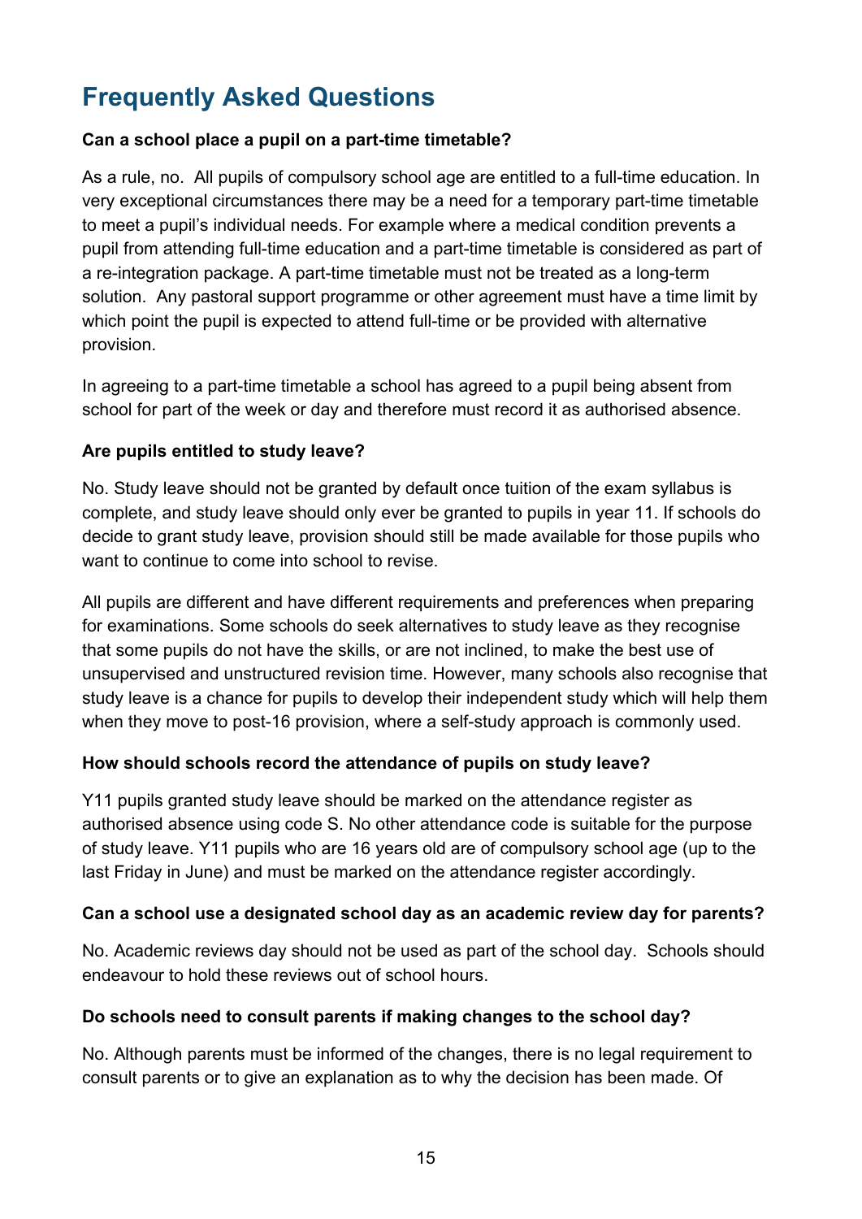## Frequently Asked Questions

**Can a school place a pupil on a part-time timetable?**

As a rule, no. All pupils of compulsory school age are entitled to a full-time education. In very exceptional circumstances there may be a need for a temporary part-time timetable to meet a pupil's individual needs. For example where a medical condition prevents a pupil from attending full-time education and a part-time timetable is considered as part of a re-integration package. A part-time timetable must not be treated as a long-term solution. Any pastoral support programme or other agreement must have a time limit by which point the pupil is expected to attend full-time or be provided with alternative provision.

In agreeing to a part-time timetable a school has agreed to a pupil being absent from school for part of the week or day and therefore must record it as authorised absence.

**Are pupils entitled to study leave?**

No. Study leave should not be granted by default once tuition of the exam syllabus is complete, and study leave should only ever be granted to pupils in year 11. If schools do decide to grant study leave, provision should still be made available for those pupils who want to continue to come into school to revise.

All pupils are different and have different requirements and preferences when preparing for examinations. Some schools do seek alternatives to study leave as they recognise that some pupils do not have the skills, or are not inclined, to make the best use of unsupervised and unstructured revision time. However, many schools also recognise that study leave is a chance for pupils to develop their independent study which will help them when they move to post-16 provision, where a self-study approach is commonly used.

**How should schools record the attendance of pupils on study leave?**

Y11 pupils granted study leave should be marked on the attendance register as authorised absence using code S. No other attendance code is suitable for the purpose of study leave. Y11 pupils who are 16 years old are of compulsory school age (up to the last Friday in June) and must be marked on the attendance register accordingly.

**Can a school use a designated school day as an academic review day for parents?**

No. Academic reviews day should not be used as part of the school day. Schools should endeavour to hold these reviews out of school hours.

**Do schools need to consult parents if making changes to the school day?**

No. Although parents must be informed of the changes, there is no legal requirement to consult parents or to give an explanation as to why the decision has been made. Of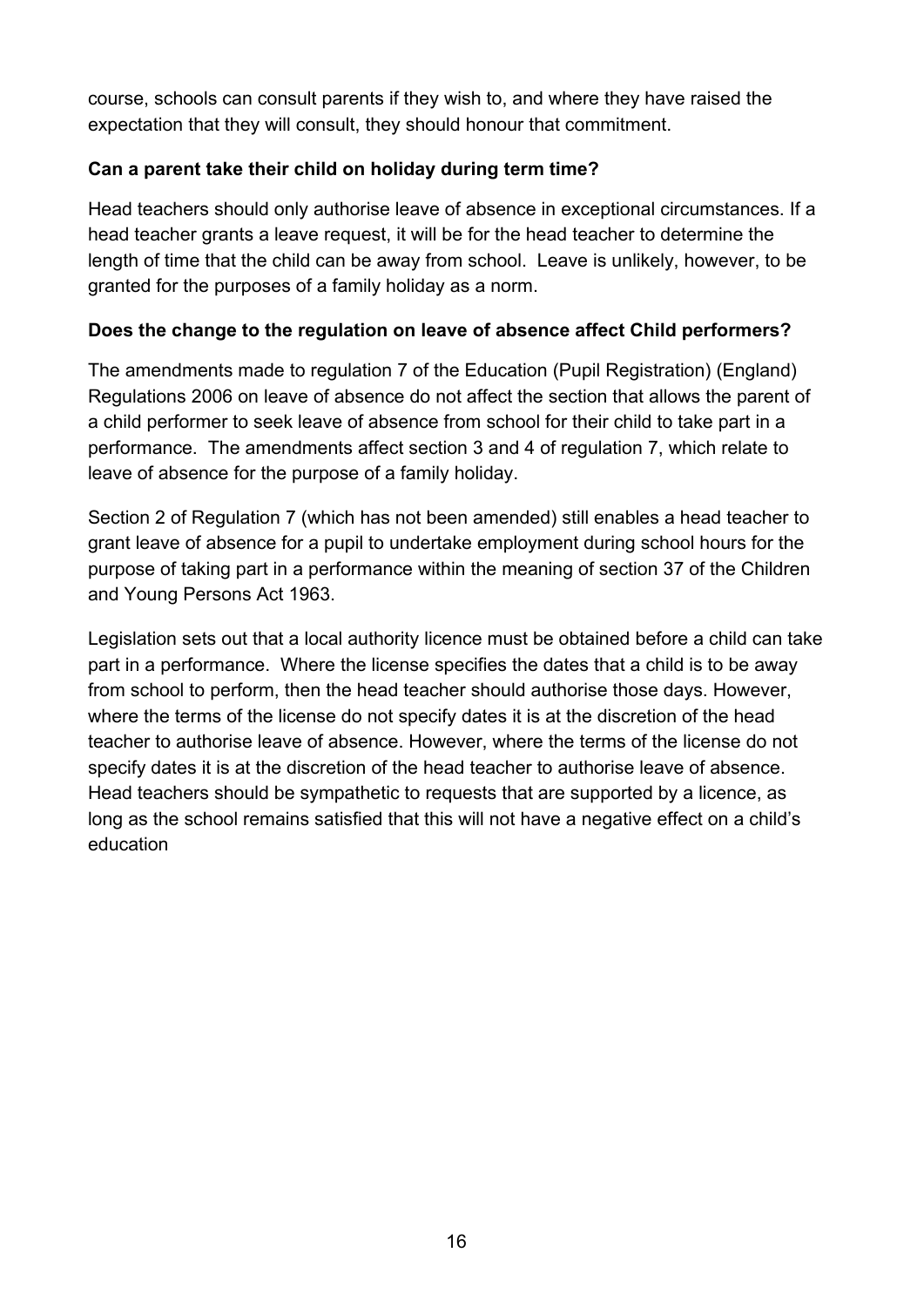course, schools can consult parents if they wish to, and where they have raised the expectation that they will consult, they should honour that commitment.

### Can a parent take their child on holiday during term time?

Head teachers should only authorise leave of absence in exceptional circumstances. If a head teacher grants a leave request, it will be for the head teacher to determine the length of time that the child can be away from school. Leave is unlikely, however, to be granted for the purposes of a family holiday as a norm.

### Does the change to the regulation on leave of absence affect Child performers?

The amendments made to regulation 7 of the Education (Pupil Registration) (England) Regulations 2006 on leave of absence do not affect the section that allows the parent of a child performer to seek leave of absence from school for their child to take part in a performance. The amendments affect section 3 and 4 of regulation 7, which relate to leave of absence for the purpose of a family holiday.

Section 2 of Regulation 7 (which has not been amended) still enables a head teacher to grant leave of absence for a pupil to undertake employment during school hours for the purpose of taking part in a performance within the meaning of section 37 of the Children and Young Persons Act 1963.

Legislation sets out that a local authority licence must be obtained before a child can take part in a performance. Where the license specifies the dates that a child is to be away from school to perform, then the head teacher should authorise those days. However, where the terms of the license do not specify dates it is at the discretion of the head teacher to authorise leave of absence. However, where the terms of the license do not specify dates it is at the discretion of the head teacher to authorise leave of absence. Head teachers should be sympathetic to requests that are supported by a licence, as long as the school remains satisfied that this will not have a negative effect on a child's education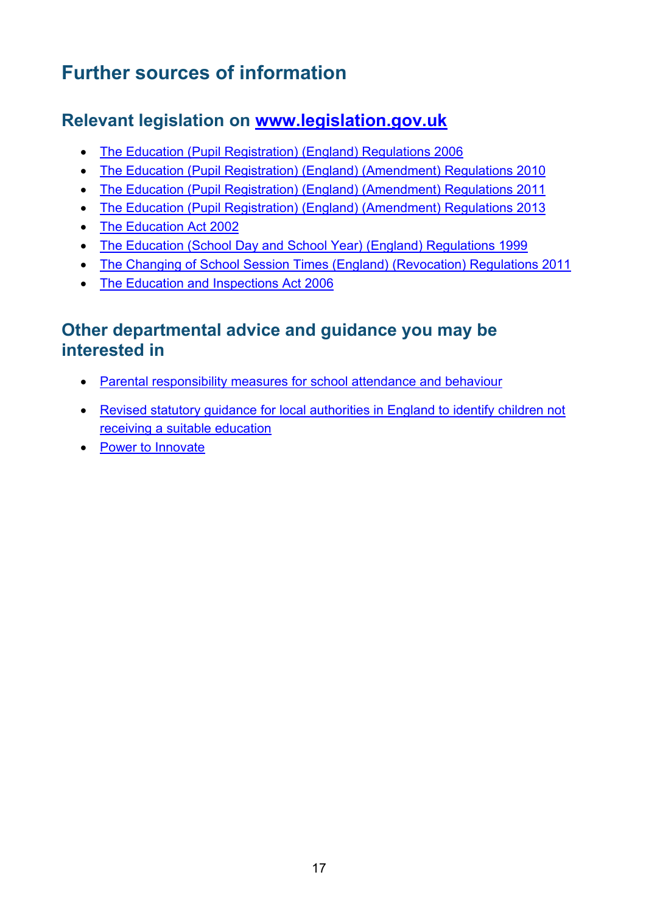# Further sources of information

## Relevant legislation on www.legislation.gov.uk

- The Education (Pupil Registration) (England) Regulations 2006
- The Education (Pupil Registration) (England) (Amendment) Regulations 2010
- The Education (Pupil Registration) (England) (Amendment) Regulations 2011
- The Education (Pupil Registration) (England) (Amendment) Regulations 2013
- The Education Act 2002
- The Education (School Day and School Year) (England) Regulations 1999
- The Changing of School Session Times (England) (Revocation) Regulations 2011
- The Education and Inspections Act 2006

## Other departmental advice and guidance you may be interested in

- Parental responsibility measures for school attendance and behaviour
- Revised statutory guidance for local authorities in England to identify children not receiving a suitable education
- Power to Innovate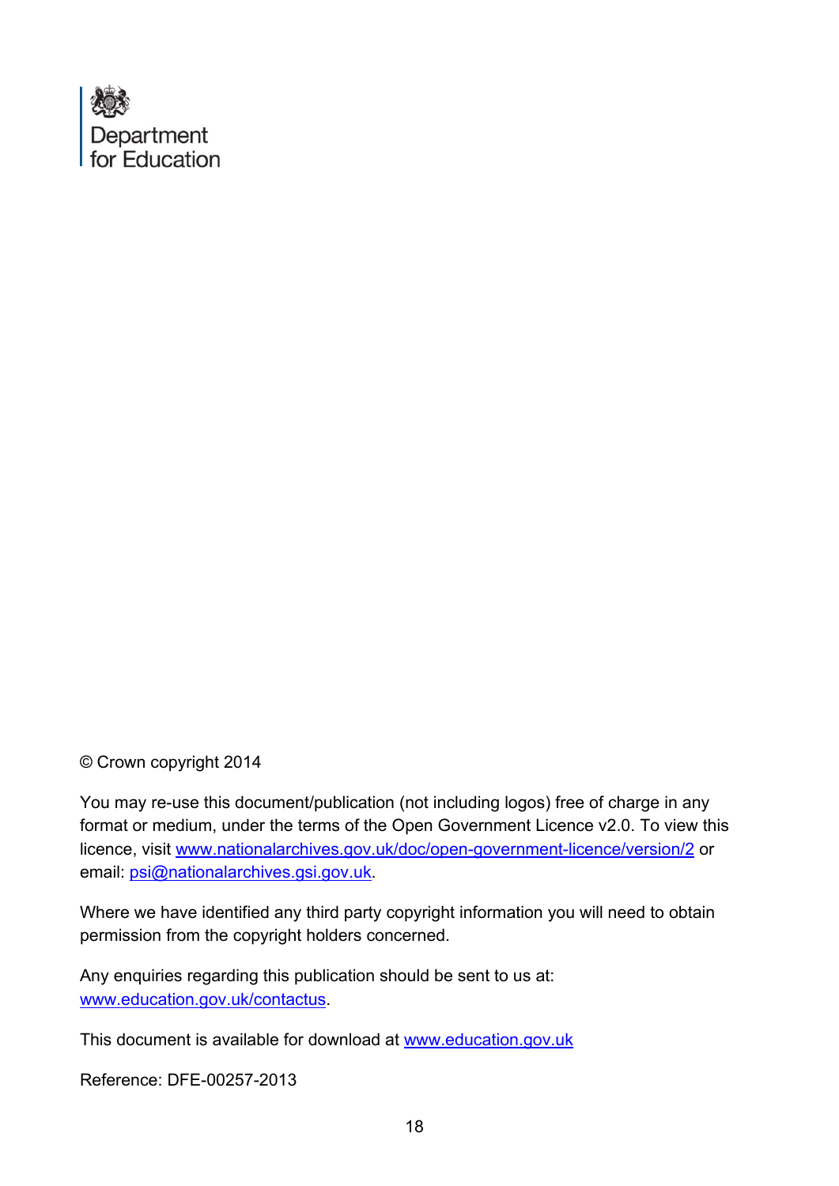Department
for Education

© Crown copyright 2014

You may re-use this document/publication (not including logos) free of charge in any format or medium, under the terms of the Open Government Licence v2.0. To view this licence, visit www.nationalarchives.gov.uk/doc/open-government-licence/version/2 or email: psi@nationalarchives.gsi.gov.uk.

Where we have identified any third party copyright information you will need to obtain permission from the copyright holders concerned.

Any enquiries regarding this publication should be sent to us at: www.education.gov.uk/contactus.

This document is available for download at www.education.gov.uk

Reference: DFE-00257-2013